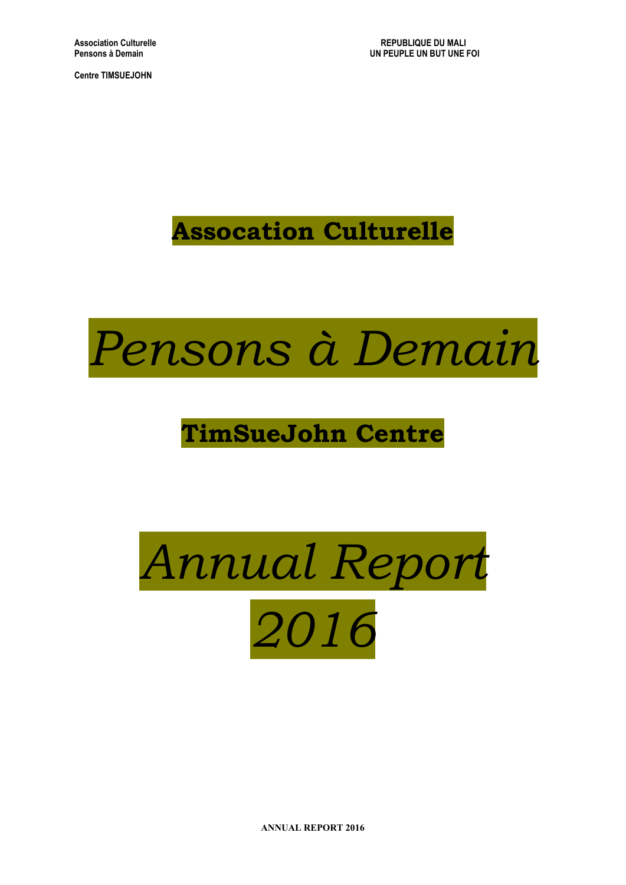**Association Culturelle**
**Pensons à Demain**

**Centre TIMSUEJOHN**

**REPUBLIQUE DU MALI**
**UN PEUPLE UN BUT UNE FOI**

# Assocation Culturelle

# *Pensons à Demain*

# TimSueJohn Centre

# *Annual Report 2016*

**ANNUAL REPORT 2016**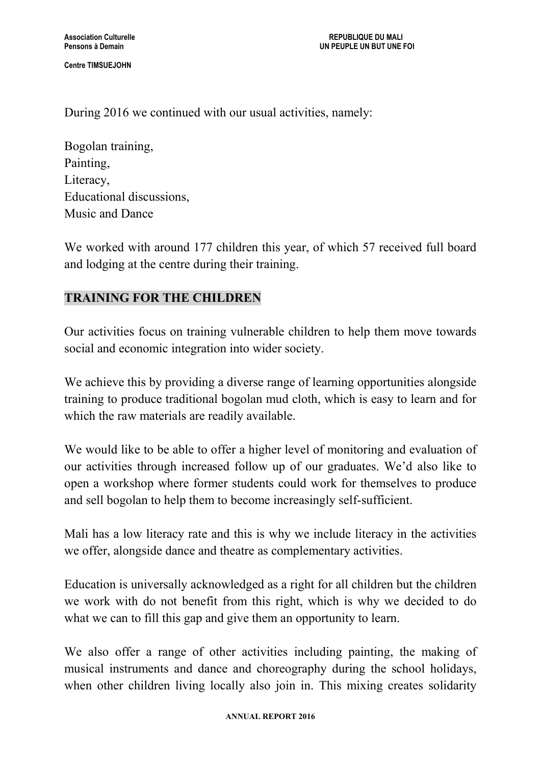During 2016 we continued with our usual activities, namely:

Bogolan training,
Painting,
Literacy,
Educational discussions,
Music and Dance

We worked with around 177 children this year, of which 57 received full board and lodging at the centre during their training.

## TRAINING FOR THE CHILDREN

Our activities focus on training vulnerable children to help them move towards social and economic integration into wider society.

We achieve this by providing a diverse range of learning opportunities alongside training to produce traditional bogolan mud cloth, which is easy to learn and for which the raw materials are readily available.

We would like to be able to offer a higher level of monitoring and evaluation of our activities through increased follow up of our graduates. We'd also like to open a workshop where former students could work for themselves to produce and sell bogolan to help them to become increasingly self-sufficient.

Mali has a low literacy rate and this is why we include literacy in the activities we offer, alongside dance and theatre as complementary activities.

Education is universally acknowledged as a right for all children but the children we work with do not benefit from this right, which is why we decided to do what we can to fill this gap and give them an opportunity to learn.

We also offer a range of other activities including painting, the making of musical instruments and dance and choreography during the school holidays, when other children living locally also join in. This mixing creates solidarity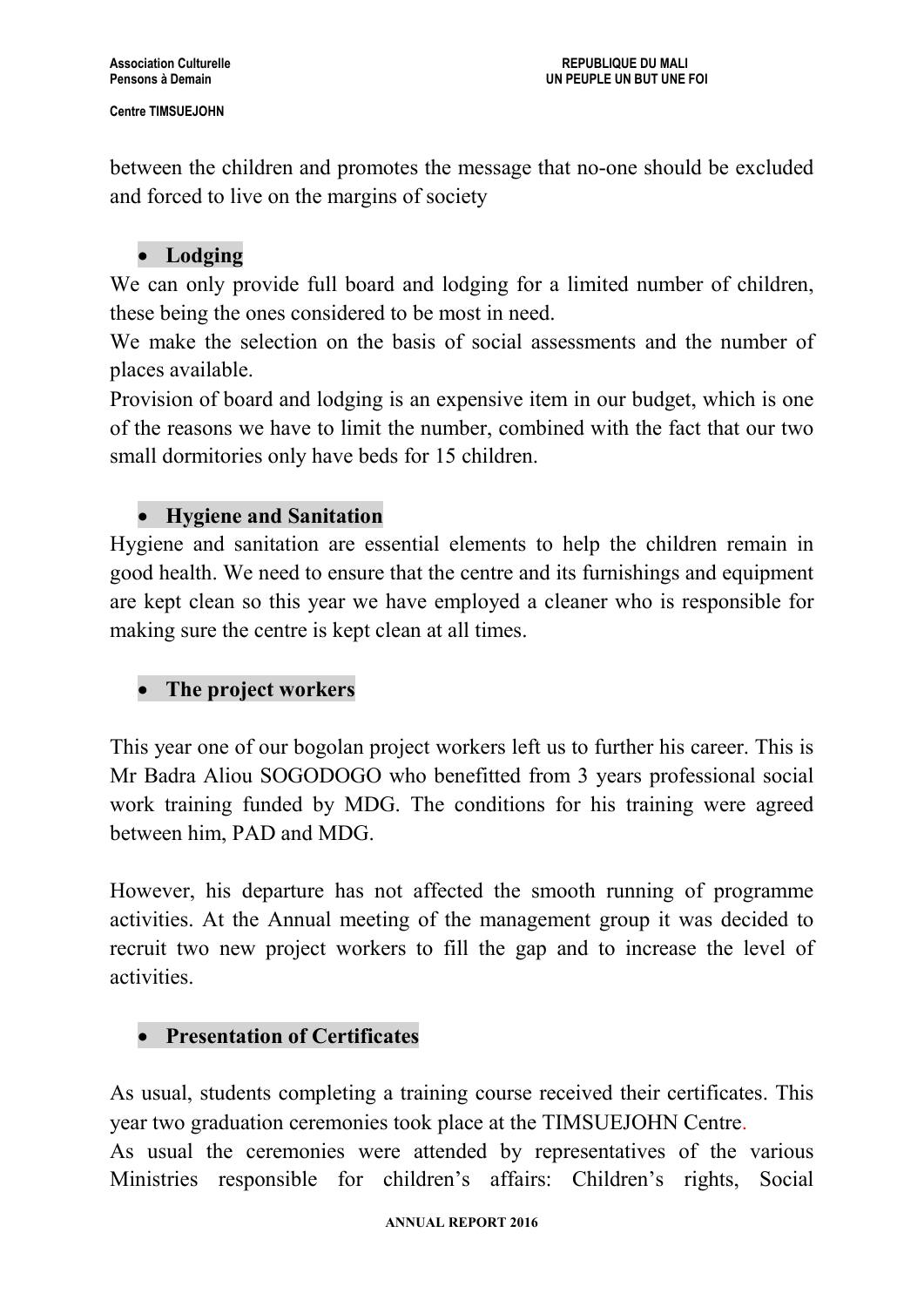between the children and promotes the message that no-one should be excluded and forced to live on the margins of society

- **Lodging**

We can only provide full board and lodging for a limited number of children, these being the ones considered to be most in need.

We make the selection on the basis of social assessments and the number of places available.

Provision of board and lodging is an expensive item in our budget, which is one of the reasons we have to limit the number, combined with the fact that our two small dormitories only have beds for 15 children.

- **Hygiene and Sanitation**

Hygiene and sanitation are essential elements to help the children remain in good health. We need to ensure that the centre and its furnishings and equipment are kept clean so this year we have employed a cleaner who is responsible for making sure the centre is kept clean at all times.

- **The project workers**

This year one of our bogolan project workers left us to further his career. This is Mr Badra Aliou SOGODOGO who benefitted from 3 years professional social work training funded by MDG. The conditions for his training were agreed between him, PAD and MDG.

However, his departure has not affected the smooth running of programme activities. At the Annual meeting of the management group it was decided to recruit two new project workers to fill the gap and to increase the level of activities.

- **Presentation of Certificates**

As usual, students completing a training course received their certificates. This year two graduation ceremonies took place at the TIMSUEJOHN Centre.

As usual the ceremonies were attended by representatives of the various Ministries responsible for children's affairs: Children's rights, Social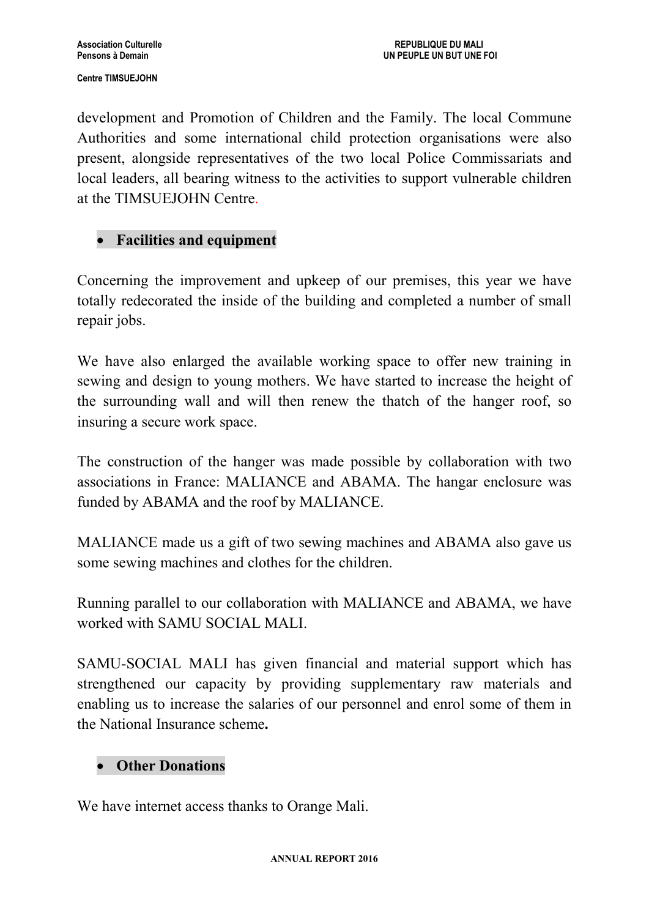development and Promotion of Children and the Family. The local Commune Authorities and some international child protection organisations were also present, alongside representatives of the two local Police Commissariats and local leaders, all bearing witness to the activities to support vulnerable children at the TIMSUEJOHN Centre.

- **Facilities and equipment**

Concerning the improvement and upkeep of our premises, this year we have totally redecorated the inside of the building and completed a number of small repair jobs.

We have also enlarged the available working space to offer new training in sewing and design to young mothers. We have started to increase the height of the surrounding wall and will then renew the thatch of the hanger roof, so insuring a secure work space.

The construction of the hanger was made possible by collaboration with two associations in France: MALIANCE and ABAMA. The hangar enclosure was funded by ABAMA and the roof by MALIANCE.

MALIANCE made us a gift of two sewing machines and ABAMA also gave us some sewing machines and clothes for the children.

Running parallel to our collaboration with MALIANCE and ABAMA, we have worked with SAMU SOCIAL MALI.

SAMU-SOCIAL MALI has given financial and material support which has strengthened our capacity by providing supplementary raw materials and enabling us to increase the salaries of our personnel and enrol some of them in the National Insurance scheme**.**

- **Other Donations**

We have internet access thanks to Orange Mali.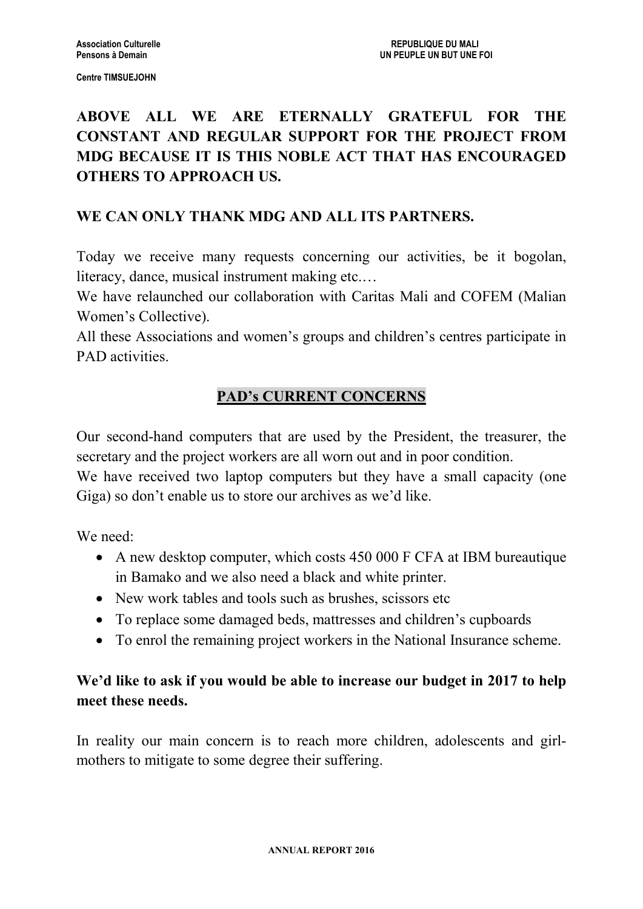**ABOVE ALL WE ARE ETERNALLY GRATEFUL FOR THE CONSTANT AND REGULAR SUPPORT FOR THE PROJECT FROM MDG BECAUSE IT IS THIS NOBLE ACT THAT HAS ENCOURAGED OTHERS TO APPROACH US.**

**WE CAN ONLY THANK MDG AND ALL ITS PARTNERS.**

Today we receive many requests concerning our activities, be it bogolan, literacy, dance, musical instrument making etc.…

We have relaunched our collaboration with Caritas Mali and COFEM (Malian Women's Collective).

All these Associations and women's groups and children's centres participate in PAD activities.

## PAD's CURRENT CONCERNS

Our second-hand computers that are used by the President, the treasurer, the secretary and the project workers are all worn out and in poor condition.

We have received two laptop computers but they have a small capacity (one Giga) so don't enable us to store our archives as we'd like.

We need:

- A new desktop computer, which costs 450 000 F CFA at IBM bureautique in Bamako and we also need a black and white printer.
- New work tables and tools such as brushes, scissors etc
- To replace some damaged beds, mattresses and children's cupboards
- To enrol the remaining project workers in the National Insurance scheme.

**We'd like to ask if you would be able to increase our budget in 2017 to help meet these needs.**

In reality our main concern is to reach more children, adolescents and girl-mothers to mitigate to some degree their suffering.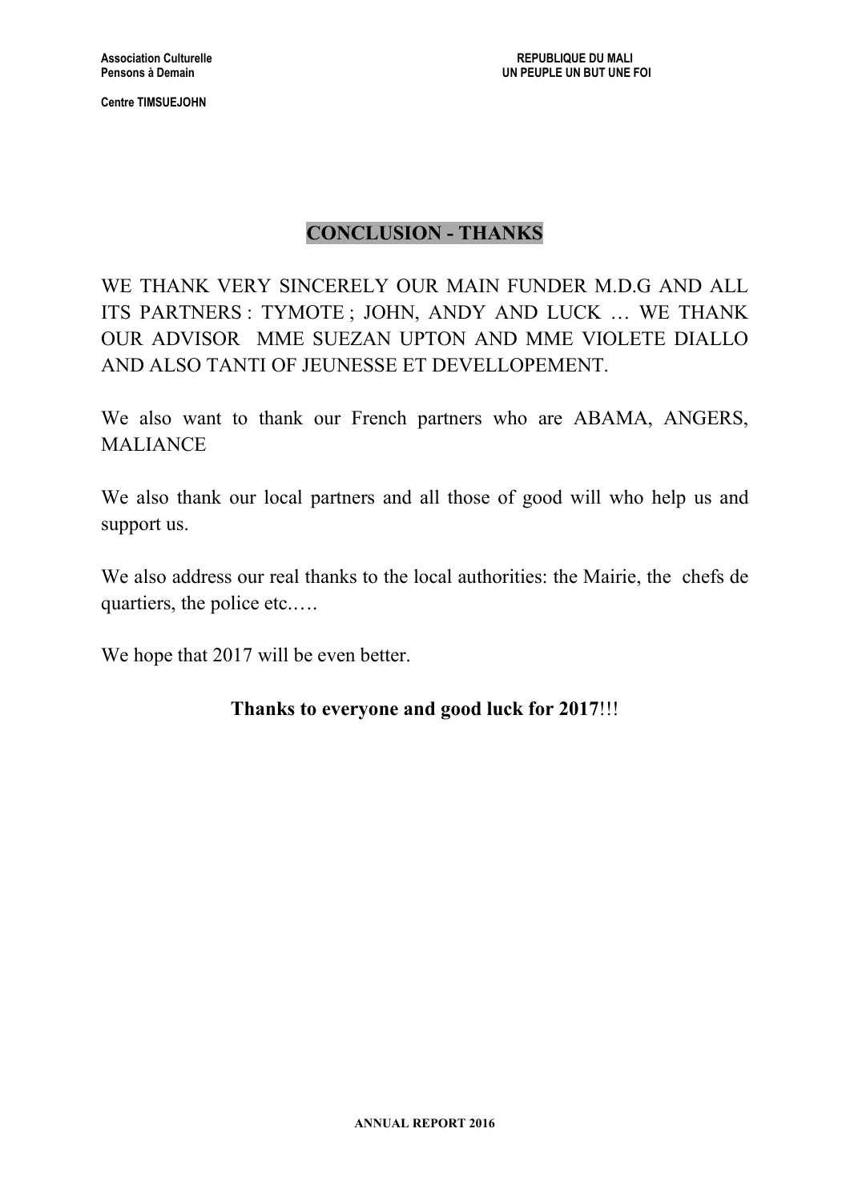# CONCLUSION - THANKS

WE THANK VERY SINCERELY OUR MAIN FUNDER M.D.G AND ALL ITS PARTNERS : TYMOTE ; JOHN, ANDY AND LUCK … WE THANK OUR ADVISOR MME SUEZAN UPTON AND MME VIOLETE DIALLO AND ALSO TANTI OF JEUNESSE ET DEVELLOPEMENT.

We also want to thank our French partners who are ABAMA, ANGERS, MALIANCE

We also thank our local partners and all those of good will who help us and support us.

We also address our real thanks to the local authorities: the Mairie, the chefs de quartiers, the police etc.….

We hope that 2017 will be even better.

**Thanks to everyone and good luck for 2017**!!!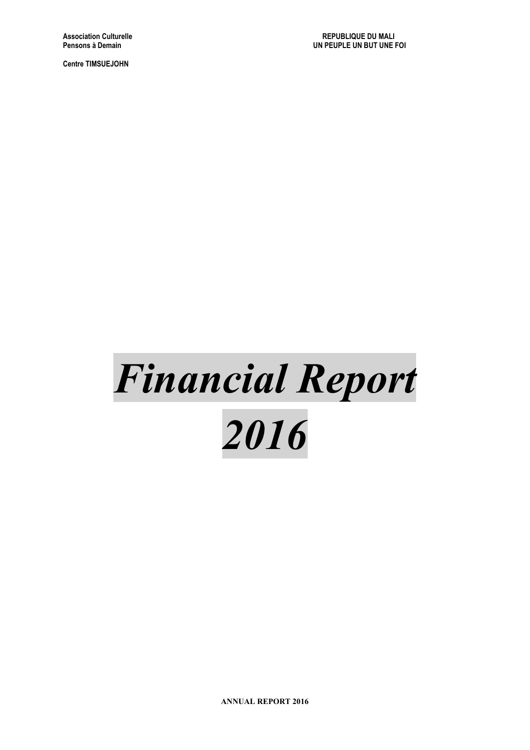**Association Culturelle**
**Pensons à Demain**

**Centre TIMSUEJOHN**

**REPUBLIQUE DU MALI**
**UN PEUPLE UN BUT UNE FOI**

# *Financial Report 2016*

**ANNUAL REPORT 2016**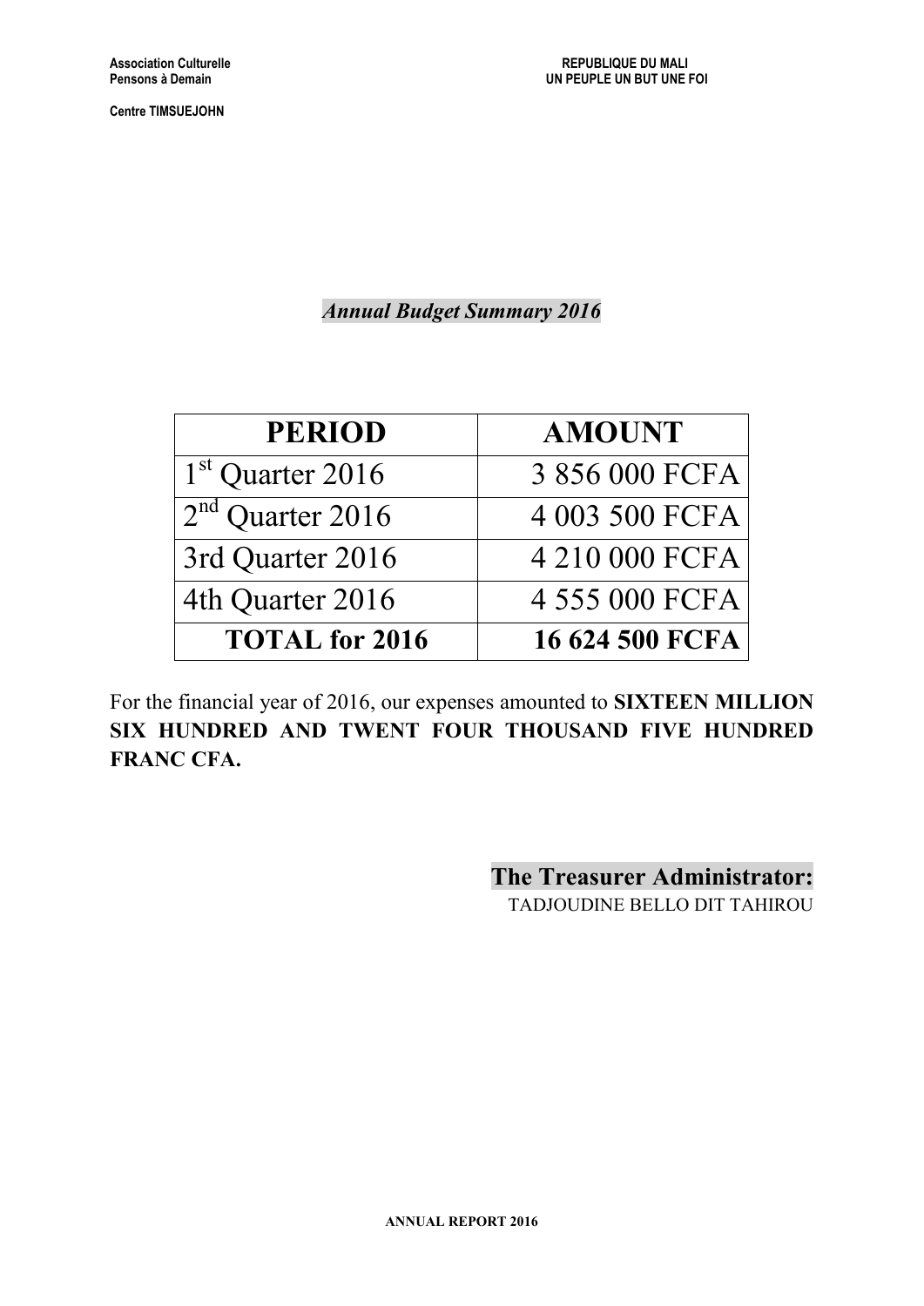**Association Culturelle**
**Pensons à Demain**

**Centre TIMSUEJOHN**

**REPUBLIQUE DU MALI**
**UN PEUPLE UN BUT UNE FOI**

***Annual Budget Summary 2016***

| PERIOD | AMOUNT |
|---|---|
| 1st Quarter 2016 | 3 856 000 FCFA |
| 2nd Quarter 2016 | 4 003 500 FCFA |
| 3rd Quarter 2016 | 4 210 000 FCFA |
| 4th Quarter 2016 | 4 555 000 FCFA |
| **TOTAL for 2016** | **16 624 500 FCFA** |

For the financial year of 2016, our expenses amounted to **SIXTEEN MILLION SIX HUNDRED AND TWENT FOUR THOUSAND FIVE HUNDRED FRANC CFA.**

**The Treasurer Administrator:**
TADJOUDINE BELLO DIT TAHIROU

**ANNUAL REPORT 2016**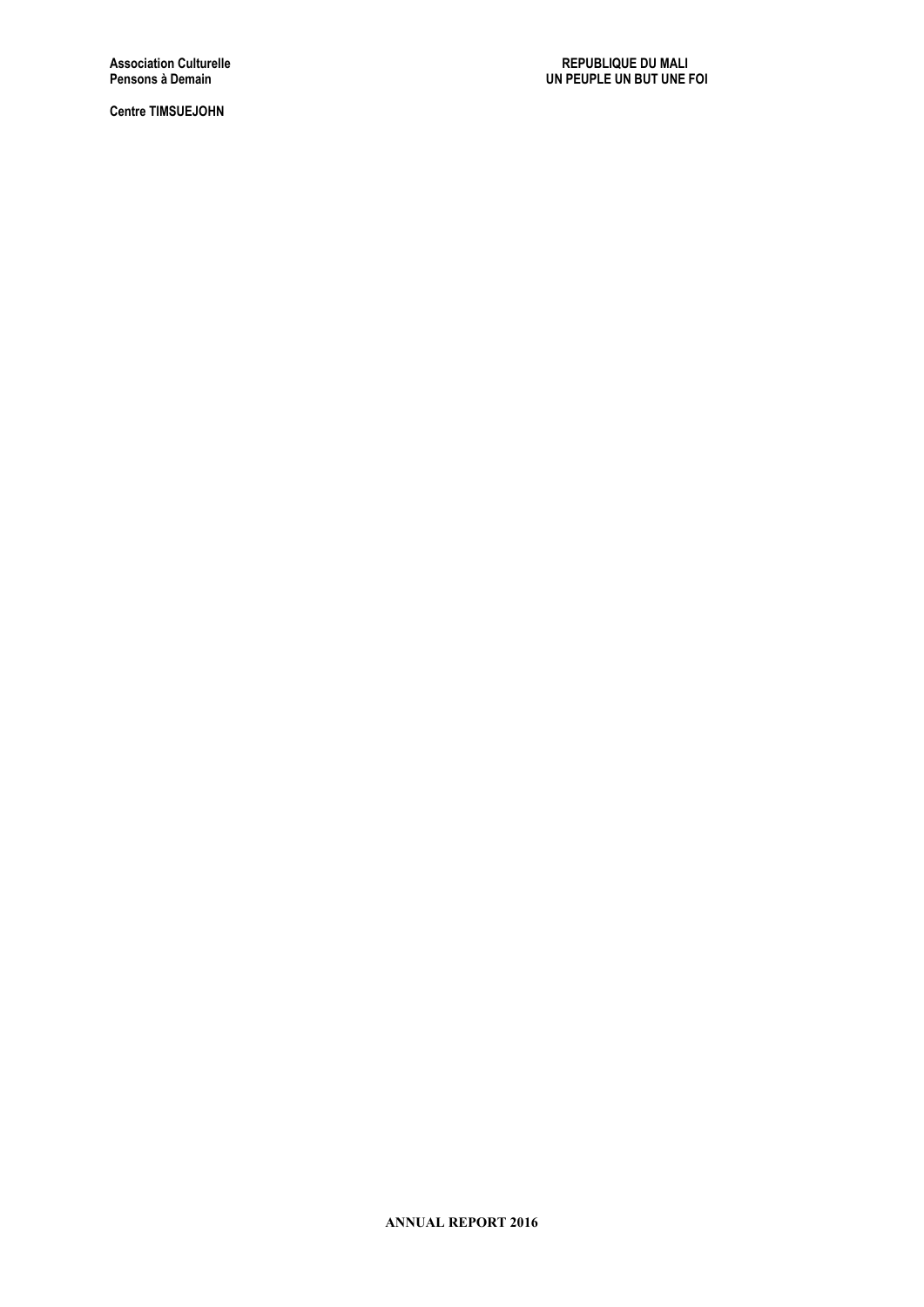**Association Culturelle**
**Pensons à Demain**

**Centre TIMSUEJOHN**

**REPUBLIQUE DU MALI**
**UN PEUPLE UN BUT UNE FOI**

**ANNUAL REPORT 2016**